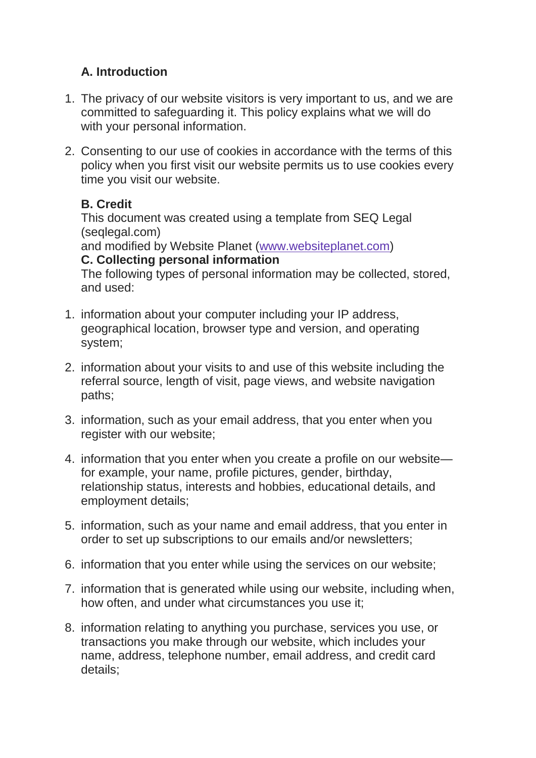## A. Introduction

1. The privacy of our website visitors is very important to us, and we are committed to safeguarding it. This policy explains what we will do with your personal information.

2. Consenting to our use of cookies in accordance with the terms of this policy when you first visit our website permits us to use cookies every time you visit our website.

## B. Credit

This document was created using a template from SEQ Legal (seqlegal.com)
and modified by Website Planet ([www.websiteplanet.com](http://www.websiteplanet.com))

## C. Collecting personal information

The following types of personal information may be collected, stored, and used:

1. information about your computer including your IP address, geographical location, browser type and version, and operating system;

2. information about your visits to and use of this website including the referral source, length of visit, page views, and website navigation paths;

3. information, such as your email address, that you enter when you register with our website;

4. information that you enter when you create a profile on our website—for example, your name, profile pictures, gender, birthday, relationship status, interests and hobbies, educational details, and employment details;

5. information, such as your name and email address, that you enter in order to set up subscriptions to our emails and/or newsletters;

6. information that you enter while using the services on our website;

7. information that is generated while using our website, including when, how often, and under what circumstances you use it;

8. information relating to anything you purchase, services you use, or transactions you make through our website, which includes your name, address, telephone number, email address, and credit card details;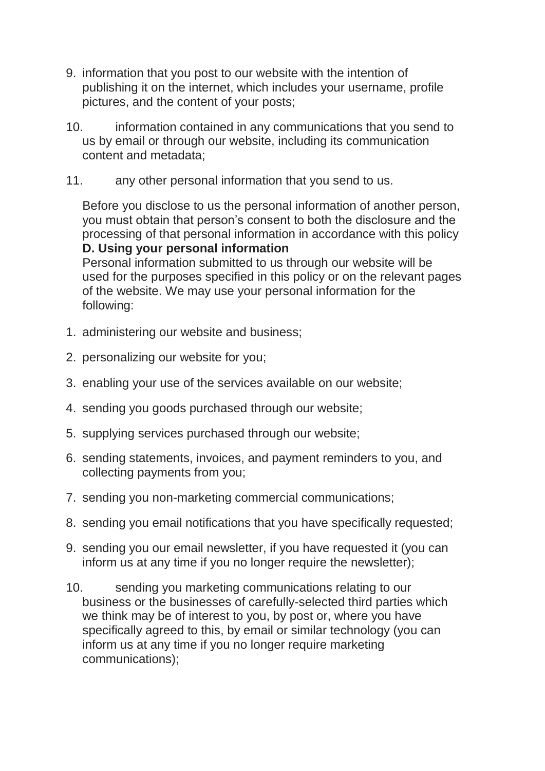9. information that you post to our website with the intention of publishing it on the internet, which includes your username, profile pictures, and the content of your posts;
10. information contained in any communications that you send to us by email or through our website, including its communication content and metadata;
11. any other personal information that you send to us.

Before you disclose to us the personal information of another person, you must obtain that person's consent to both the disclosure and the processing of that personal information in accordance with this policy

**D. Using your personal information**

Personal information submitted to us through our website will be used for the purposes specified in this policy or on the relevant pages of the website. We may use your personal information for the following:

1. administering our website and business;
2. personalizing our website for you;
3. enabling your use of the services available on our website;
4. sending you goods purchased through our website;
5. supplying services purchased through our website;
6. sending statements, invoices, and payment reminders to you, and collecting payments from you;
7. sending you non-marketing commercial communications;
8. sending you email notifications that you have specifically requested;
9. sending you our email newsletter, if you have requested it (you can inform us at any time if you no longer require the newsletter);
10. sending you marketing communications relating to our business or the businesses of carefully-selected third parties which we think may be of interest to you, by post or, where you have specifically agreed to this, by email or similar technology (you can inform us at any time if you no longer require marketing communications);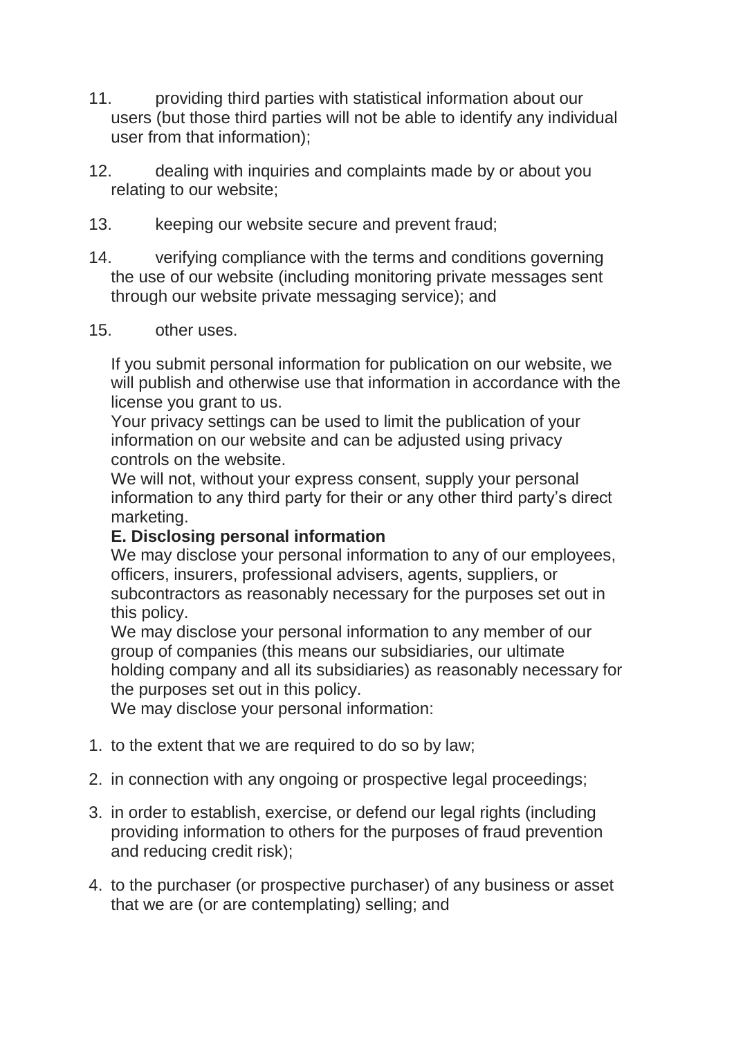11. providing third parties with statistical information about our users (but those third parties will not be able to identify any individual user from that information);

12. dealing with inquiries and complaints made by or about you relating to our website;

13. keeping our website secure and prevent fraud;

14. verifying compliance with the terms and conditions governing the use of our website (including monitoring private messages sent through our website private messaging service); and

15. other uses.

If you submit personal information for publication on our website, we will publish and otherwise use that information in accordance with the license you grant to us.

Your privacy settings can be used to limit the publication of your information on our website and can be adjusted using privacy controls on the website.

We will not, without your express consent, supply your personal information to any third party for their or any other third party's direct marketing.

**E. Disclosing personal information**

We may disclose your personal information to any of our employees, officers, insurers, professional advisers, agents, suppliers, or subcontractors as reasonably necessary for the purposes set out in this policy.

We may disclose your personal information to any member of our group of companies (this means our subsidiaries, our ultimate holding company and all its subsidiaries) as reasonably necessary for the purposes set out in this policy.

We may disclose your personal information:

1. to the extent that we are required to do so by law;

2. in connection with any ongoing or prospective legal proceedings;

3. in order to establish, exercise, or defend our legal rights (including providing information to others for the purposes of fraud prevention and reducing credit risk);

4. to the purchaser (or prospective purchaser) of any business or asset that we are (or are contemplating) selling; and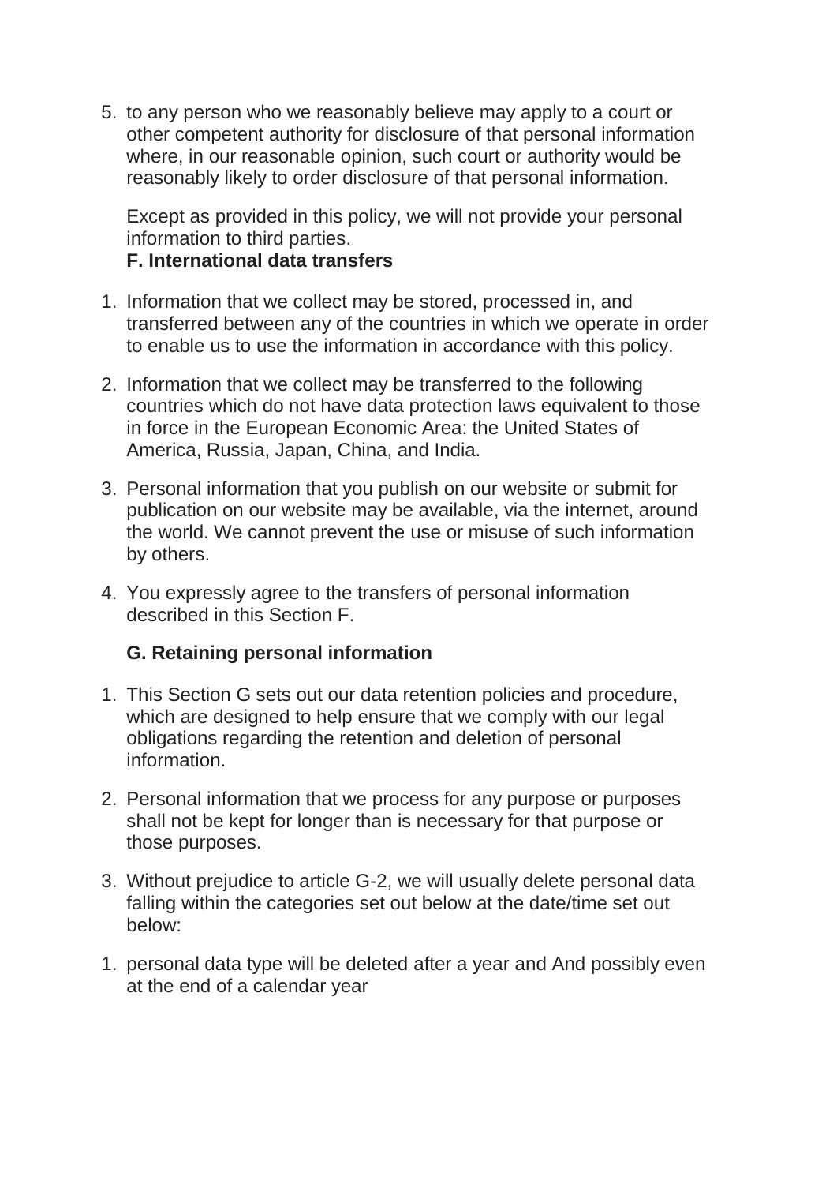5. to any person who we reasonably believe may apply to a court or other competent authority for disclosure of that personal information where, in our reasonable opinion, such court or authority would be reasonably likely to order disclosure of that personal information.

   Except as provided in this policy, we will not provide your personal information to third parties.

**F. International data transfers**

1. Information that we collect may be stored, processed in, and transferred between any of the countries in which we operate in order to enable us to use the information in accordance with this policy.
2. Information that we collect may be transferred to the following countries which do not have data protection laws equivalent to those in force in the European Economic Area: the United States of America, Russia, Japan, China, and India.
3. Personal information that you publish on our website or submit for publication on our website may be available, via the internet, around the world. We cannot prevent the use or misuse of such information by others.
4. You expressly agree to the transfers of personal information described in this Section F.

**G. Retaining personal information**

1. This Section G sets out our data retention policies and procedure, which are designed to help ensure that we comply with our legal obligations regarding the retention and deletion of personal information.
2. Personal information that we process for any purpose or purposes shall not be kept for longer than is necessary for that purpose or those purposes.
3. Without prejudice to article G-2, we will usually delete personal data falling within the categories set out below at the date/time set out below:

1. personal data type will be deleted after a year and And possibly even at the end of a calendar year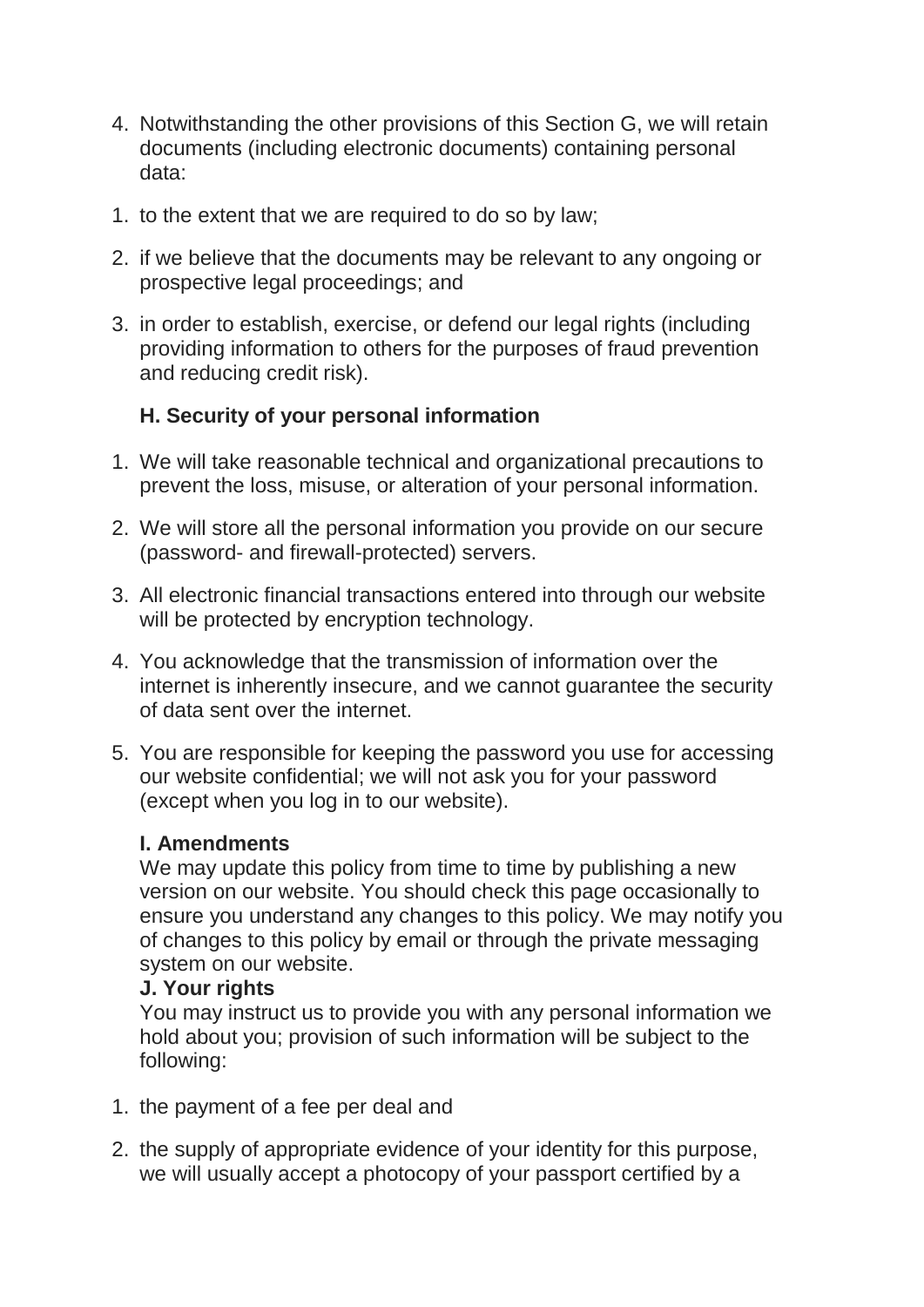4. Notwithstanding the other provisions of this Section G, we will retain documents (including electronic documents) containing personal data:

1. to the extent that we are required to do so by law;
2. if we believe that the documents may be relevant to any ongoing or prospective legal proceedings; and
3. in order to establish, exercise, or defend our legal rights (including providing information to others for the purposes of fraud prevention and reducing credit risk).

**H. Security of your personal information**

1. We will take reasonable technical and organizational precautions to prevent the loss, misuse, or alteration of your personal information.
2. We will store all the personal information you provide on our secure (password- and firewall-protected) servers.
3. All electronic financial transactions entered into through our website will be protected by encryption technology.
4. You acknowledge that the transmission of information over the internet is inherently insecure, and we cannot guarantee the security of data sent over the internet.
5. You are responsible for keeping the password you use for accessing our website confidential; we will not ask you for your password (except when you log in to our website).

**I. Amendments**

We may update this policy from time to time by publishing a new version on our website. You should check this page occasionally to ensure you understand any changes to this policy. We may notify you of changes to this policy by email or through the private messaging system on our website.

**J. Your rights**

You may instruct us to provide you with any personal information we hold about you; provision of such information will be subject to the following:

1. the payment of a fee per deal and
2. the supply of appropriate evidence of your identity for this purpose, we will usually accept a photocopy of your passport certified by a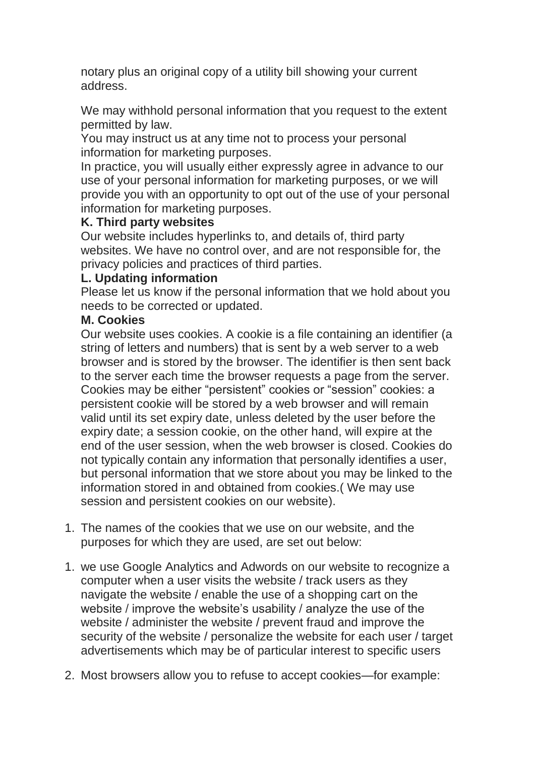notary plus an original copy of a utility bill showing your current address.

We may withhold personal information that you request to the extent permitted by law.
You may instruct us at any time not to process your personal information for marketing purposes.
In practice, you will usually either expressly agree in advance to our use of your personal information for marketing purposes, or we will provide you with an opportunity to opt out of the use of your personal information for marketing purposes.

**K. Third party websites**

Our website includes hyperlinks to, and details of, third party websites. We have no control over, and are not responsible for, the privacy policies and practices of third parties.

**L. Updating information**

Please let us know if the personal information that we hold about you needs to be corrected or updated.

**M. Cookies**

Our website uses cookies. A cookie is a file containing an identifier (a string of letters and numbers) that is sent by a web server to a web browser and is stored by the browser. The identifier is then sent back to the server each time the browser requests a page from the server. Cookies may be either “persistent” cookies or “session” cookies: a persistent cookie will be stored by a web browser and will remain valid until its set expiry date, unless deleted by the user before the expiry date; a session cookie, on the other hand, will expire at the end of the user session, when the web browser is closed. Cookies do not typically contain any information that personally identifies a user, but personal information that we store about you may be linked to the information stored in and obtained from cookies.( We may use session and persistent cookies on our website).

1. The names of the cookies that we use on our website, and the purposes for which they are used, are set out below:

1. we use Google Analytics and Adwords on our website to recognize a computer when a user visits the website / track users as they navigate the website / enable the use of a shopping cart on the website / improve the website’s usability / analyze the use of the website / administer the website / prevent fraud and improve the security of the website / personalize the website for each user / target advertisements which may be of particular interest to specific users

2. Most browsers allow you to refuse to accept cookies—for example: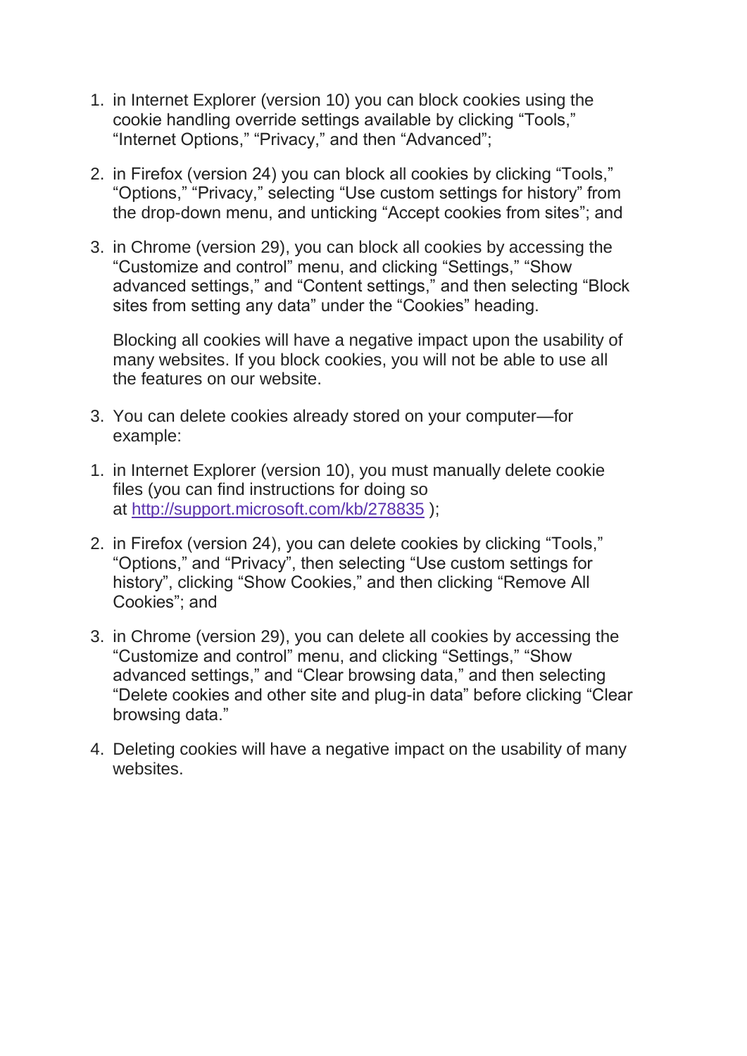1. in Internet Explorer (version 10) you can block cookies using the cookie handling override settings available by clicking “Tools,” “Internet Options,” “Privacy,” and then “Advanced”;

2. in Firefox (version 24) you can block all cookies by clicking “Tools,” “Options,” “Privacy,” selecting “Use custom settings for history” from the drop-down menu, and unticking “Accept cookies from sites”; and

3. in Chrome (version 29), you can block all cookies by accessing the “Customize and control” menu, and clicking “Settings,” “Show advanced settings,” and “Content settings,” and then selecting “Block sites from setting any data” under the “Cookies” heading.

   Blocking all cookies will have a negative impact upon the usability of many websites. If you block cookies, you will not be able to use all the features on our website.

3. You can delete cookies already stored on your computer—for example:

1. in Internet Explorer (version 10), you must manually delete cookie files (you can find instructions for doing so at http://support.microsoft.com/kb/278835 );

2. in Firefox (version 24), you can delete cookies by clicking “Tools,” “Options,” and “Privacy”, then selecting “Use custom settings for history”, clicking “Show Cookies,” and then clicking “Remove All Cookies”; and

3. in Chrome (version 29), you can delete all cookies by accessing the “Customize and control” menu, and clicking “Settings,” “Show advanced settings,” and “Clear browsing data,” and then selecting “Delete cookies and other site and plug-in data” before clicking “Clear browsing data.”

4. Deleting cookies will have a negative impact on the usability of many websites.